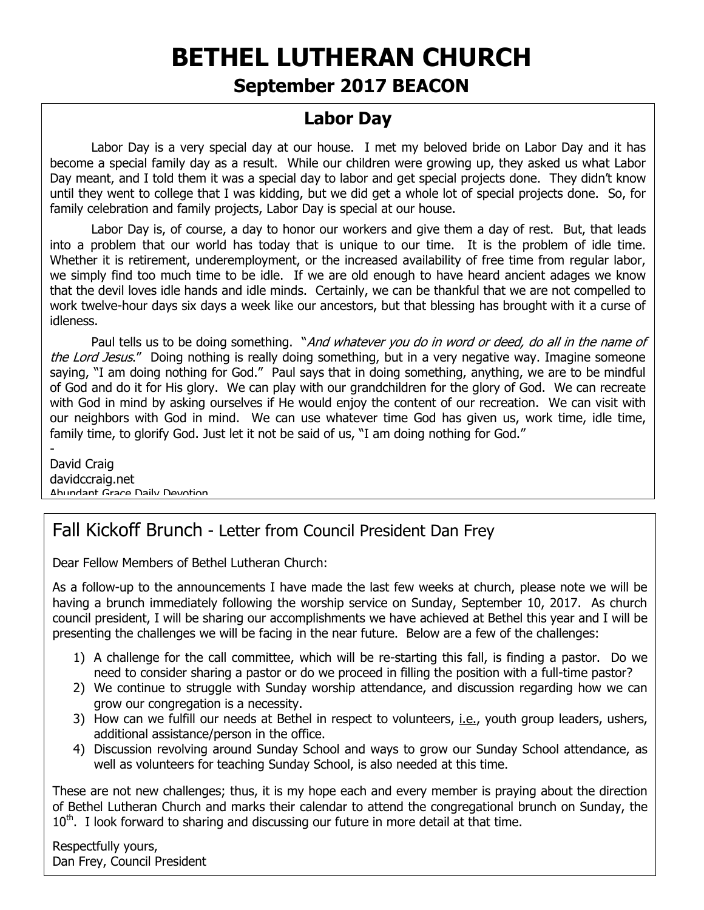# BETHEL LUTHERAN CHURCH

## September 2017 BEACON

### Labor Day

Labor Day is a very special day at our house. I met my beloved bride on Labor Day and it has become a special family day as a result. While our children were growing up, they asked us what Labor Day meant, and I told them it was a special day to labor and get special projects done. They didn't know until they went to college that I was kidding, but we did get a whole lot of special projects done. So, for family celebration and family projects, Labor Day is special at our house.

Labor Day is, of course, a day to honor our workers and give them a day of rest. But, that leads into a problem that our world has today that is unique to our time. It is the problem of idle time. Whether it is retirement, underemployment, or the increased availability of free time from regular labor, we simply find too much time to be idle. If we are old enough to have heard ancient adages we know that the devil loves idle hands and idle minds. Certainly, we can be thankful that we are not compelled to work twelve-hour days six days a week like our ancestors, but that blessing has brought with it a curse of idleness.

Paul tells us to be doing something. "*And whatever you do in word or deed, do all in the name of the Lord Jesus*." Doing nothing is really doing something, but in a very negative way. Imagine someone saying, "I am doing nothing for God." Paul says that in doing something, anything, we are to be mindful of God and do it for His glory. We can play with our grandchildren for the glory of God. We can recreate with God in mind by asking ourselves if He would enjoy the content of our recreation. We can visit with our neighbors with God in mind. We can use whatever time God has given us, work time, idle time, family time, to glorify God. Just let it not be said of us, "I am doing nothing for God."

-
David Craig
davidccraig.net
Abundant Grace Daily Devotion

## Fall Kickoff Brunch - Letter from Council President Dan Frey

Dear Fellow Members of Bethel Lutheran Church:

As a follow-up to the announcements I have made the last few weeks at church, please note we will be having a brunch immediately following the worship service on Sunday, September 10, 2017. As church council president, I will be sharing our accomplishments we have achieved at Bethel this year and I will be presenting the challenges we will be facing in the near future. Below are a few of the challenges:

1) A challenge for the call committee, which will be re-starting this fall, is finding a pastor. Do we need to consider sharing a pastor or do we proceed in filling the position with a full-time pastor?
2) We continue to struggle with Sunday worship attendance, and discussion regarding how we can grow our congregation is a necessity.
3) How can we fulfill our needs at Bethel in respect to volunteers, i.e., youth group leaders, ushers, additional assistance/person in the office.
4) Discussion revolving around Sunday School and ways to grow our Sunday School attendance, as well as volunteers for teaching Sunday School, is also needed at this time.

These are not new challenges; thus, it is my hope each and every member is praying about the direction of Bethel Lutheran Church and marks their calendar to attend the congregational brunch on Sunday, the 10th. I look forward to sharing and discussing our future in more detail at that time.

Respectfully yours,
Dan Frey, Council President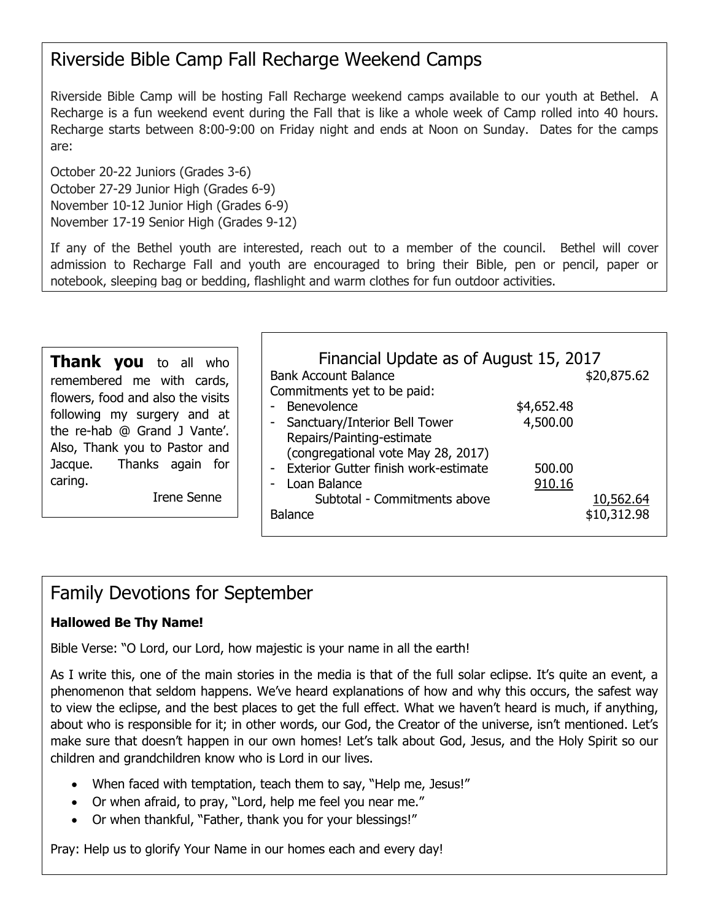## Riverside Bible Camp Fall Recharge Weekend Camps

Riverside Bible Camp will be hosting Fall Recharge weekend camps available to our youth at Bethel. A Recharge is a fun weekend event during the Fall that is like a whole week of Camp rolled into 40 hours. Recharge starts between 8:00-9:00 on Friday night and ends at Noon on Sunday. Dates for the camps are:

October 20-22 Juniors (Grades 3-6)
October 27-29 Junior High (Grades 6-9)
November 10-12 Junior High (Grades 6-9)
November 17-19 Senior High (Grades 9-12)

If any of the Bethel youth are interested, reach out to a member of the council. Bethel will cover admission to Recharge Fall and youth are encouraged to bring their Bible, pen or pencil, paper or notebook, sleeping bag or bedding, flashlight and warm clothes for fun outdoor activities.

**Thank you** to all who remembered me with cards, flowers, food and also the visits following my surgery and at the re-hab @ Grand J Vante'. Also, Thank you to Pastor and Jacque. Thanks again for caring.

Irene Senne

## Financial Update as of August 15, 2017

| | | |
|---|---|---|
| Bank Account Balance | | $20,875.62 |
| Commitments yet to be paid: | | |
| - Benevolence | $4,652.48 | |
| - Sanctuary/Interior Bell Tower Repairs/Painting-estimate (congregational vote May 28, 2017) | 4,500.00 | |
| - Exterior Gutter finish work-estimate | 500.00 | |
| - Loan Balance | 910.16 | |
| Subtotal - Commitments above | | 10,562.64 |
| Balance | | $10,312.98 |

## Family Devotions for September

**Hallowed Be Thy Name!**

Bible Verse: "O Lord, our Lord, how majestic is your name in all the earth!

As I write this, one of the main stories in the media is that of the full solar eclipse. It's quite an event, a phenomenon that seldom happens. We've heard explanations of how and why this occurs, the safest way to view the eclipse, and the best places to get the full effect. What we haven't heard is much, if anything, about who is responsible for it; in other words, our God, the Creator of the universe, isn't mentioned. Let's make sure that doesn't happen in our own homes! Let's talk about God, Jesus, and the Holy Spirit so our children and grandchildren know who is Lord in our lives.

- When faced with temptation, teach them to say, "Help me, Jesus!"
- Or when afraid, to pray, "Lord, help me feel you near me."
- Or when thankful, "Father, thank you for your blessings!"

Pray: Help us to glorify Your Name in our homes each and every day!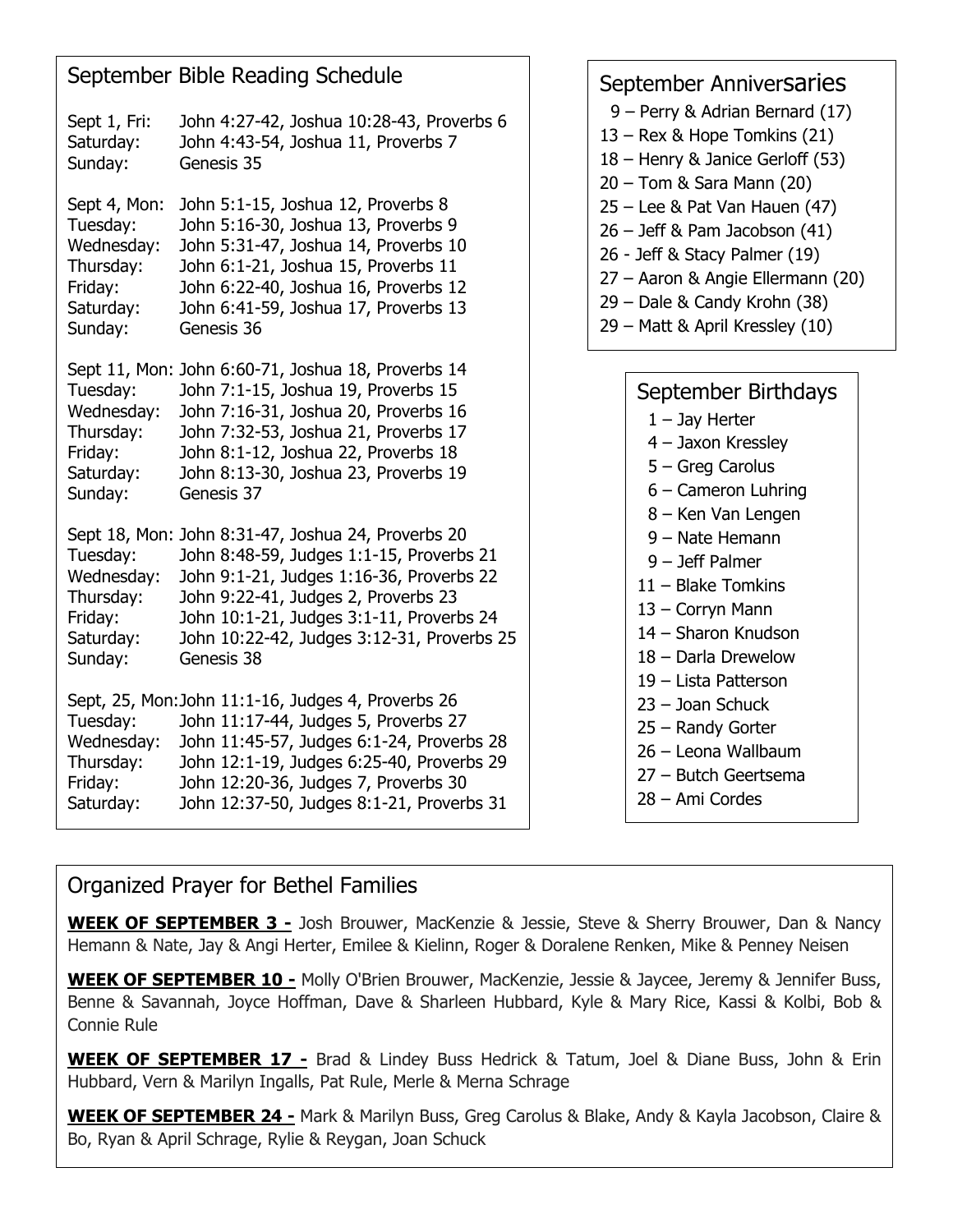## September Bible Reading Schedule

Sept 1, Fri: John 4:27-42, Joshua 10:28-43, Proverbs 6
Saturday: John 4:43-54, Joshua 11, Proverbs 7
Sunday: Genesis 35

Sept 4, Mon: John 5:1-15, Joshua 12, Proverbs 8
Tuesday: John 5:16-30, Joshua 13, Proverbs 9
Wednesday: John 5:31-47, Joshua 14, Proverbs 10
Thursday: John 6:1-21, Joshua 15, Proverbs 11
Friday: John 6:22-40, Joshua 16, Proverbs 12
Saturday: John 6:41-59, Joshua 17, Proverbs 13
Sunday: Genesis 36

Sept 11, Mon: John 6:60-71, Joshua 18, Proverbs 14
Tuesday: John 7:1-15, Joshua 19, Proverbs 15
Wednesday: John 7:16-31, Joshua 20, Proverbs 16
Thursday: John 7:32-53, Joshua 21, Proverbs 17
Friday: John 8:1-12, Joshua 22, Proverbs 18
Saturday: John 8:13-30, Joshua 23, Proverbs 19
Sunday: Genesis 37

Sept 18, Mon: John 8:31-47, Joshua 24, Proverbs 20
Tuesday: John 8:48-59, Judges 1:1-15, Proverbs 21
Wednesday: John 9:1-21, Judges 1:16-36, Proverbs 22
Thursday: John 9:22-41, Judges 2, Proverbs 23
Friday: John 10:1-21, Judges 3:1-11, Proverbs 24
Saturday: John 10:22-42, Judges 3:12-31, Proverbs 25
Sunday: Genesis 38

Sept, 25, Mon: John 11:1-16, Judges 4, Proverbs 26
Tuesday: John 11:17-44, Judges 5, Proverbs 27
Wednesday: John 11:45-57, Judges 6:1-24, Proverbs 28
Thursday: John 12:1-19, Judges 6:25-40, Proverbs 29
Friday: John 12:20-36, Judges 7, Proverbs 30
Saturday: John 12:37-50, Judges 8:1-21, Proverbs 31

## September Anniversaries

9 – Perry & Adrian Bernard (17)
13 – Rex & Hope Tomkins (21)
18 – Henry & Janice Gerloff (53)
20 – Tom & Sara Mann (20)
25 – Lee & Pat Van Hauen (47)
26 – Jeff & Pam Jacobson (41)
26 - Jeff & Stacy Palmer (19)
27 – Aaron & Angie Ellermann (20)
29 – Dale & Candy Krohn (38)
29 – Matt & April Kressley (10)

## September Birthdays

1 – Jay Herter
4 – Jaxon Kressley
5 – Greg Carolus
6 – Cameron Luhring
8 – Ken Van Lengen
9 – Nate Hemann
9 – Jeff Palmer
11 – Blake Tomkins
13 – Corryn Mann
14 – Sharon Knudson
18 – Darla Drewelow
19 – Lista Patterson
23 – Joan Schuck
25 – Randy Gorter
26 – Leona Wallbaum
27 – Butch Geertsema
28 – Ami Cordes

## Organized Prayer for Bethel Families

**WEEK OF SEPTEMBER 3 -** Josh Brouwer, MacKenzie & Jessie, Steve & Sherry Brouwer, Dan & Nancy Hemann & Nate, Jay & Angi Herter, Emilee & Kielinn, Roger & Doralene Renken, Mike & Penney Neisen

**WEEK OF SEPTEMBER 10 -** Molly O'Brien Brouwer, MacKenzie, Jessie & Jaycee, Jeremy & Jennifer Buss, Benne & Savannah, Joyce Hoffman, Dave & Sharleen Hubbard, Kyle & Mary Rice, Kassi & Kolbi, Bob & Connie Rule

**WEEK OF SEPTEMBER 17 -** Brad & Lindey Buss Hedrick & Tatum, Joel & Diane Buss, John & Erin Hubbard, Vern & Marilyn Ingalls, Pat Rule, Merle & Merna Schrage

**WEEK OF SEPTEMBER 24 -** Mark & Marilyn Buss, Greg Carolus & Blake, Andy & Kayla Jacobson, Claire & Bo, Ryan & April Schrage, Rylie & Reygan, Joan Schuck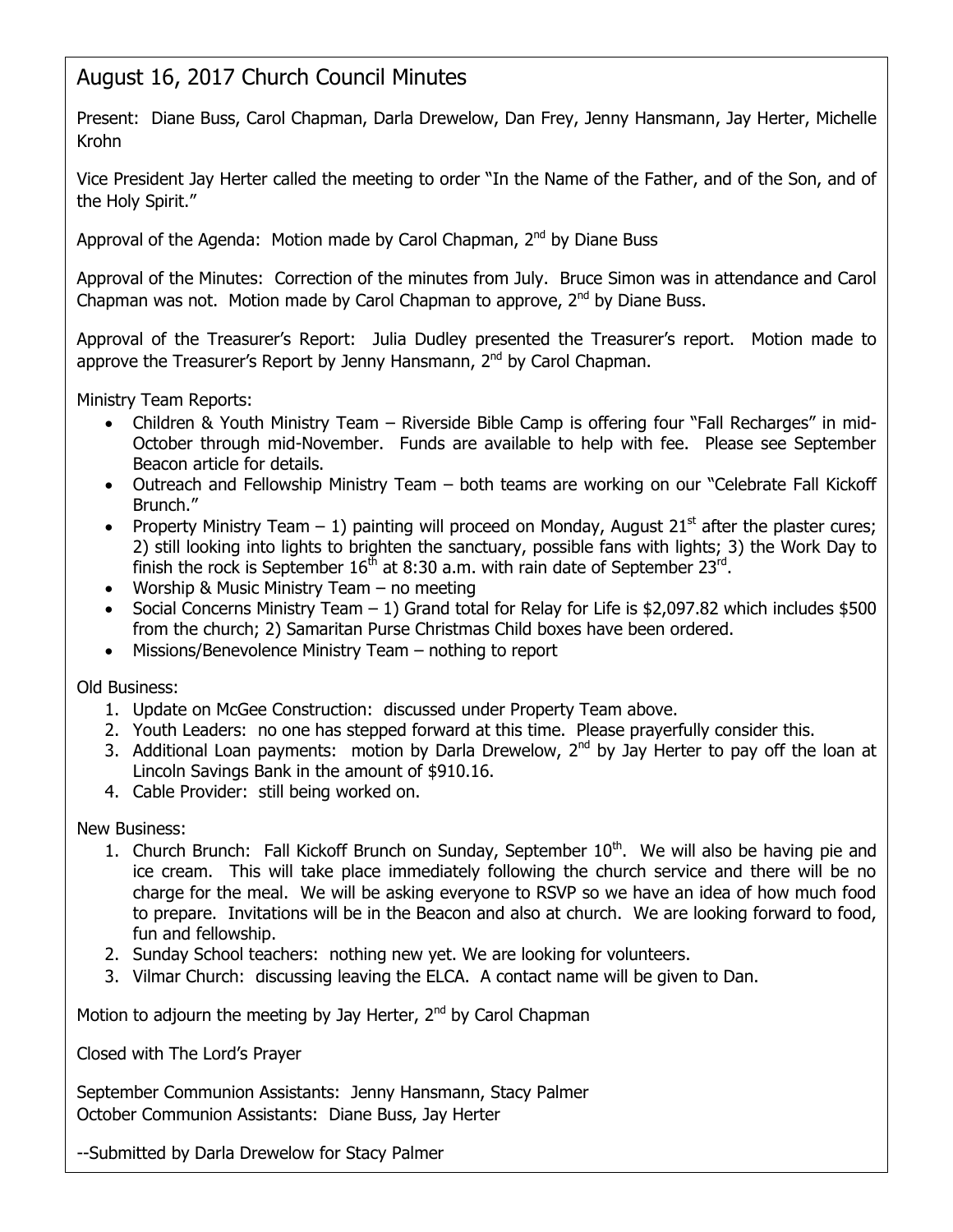## August 16, 2017 Church Council Minutes

Present: Diane Buss, Carol Chapman, Darla Drewelow, Dan Frey, Jenny Hansmann, Jay Herter, Michelle Krohn

Vice President Jay Herter called the meeting to order "In the Name of the Father, and of the Son, and of the Holy Spirit."

Approval of the Agenda: Motion made by Carol Chapman, 2nd by Diane Buss

Approval of the Minutes: Correction of the minutes from July. Bruce Simon was in attendance and Carol Chapman was not. Motion made by Carol Chapman to approve, 2nd by Diane Buss.

Approval of the Treasurer's Report: Julia Dudley presented the Treasurer's report. Motion made to approve the Treasurer's Report by Jenny Hansmann, 2nd by Carol Chapman.

Ministry Team Reports:

- Children & Youth Ministry Team – Riverside Bible Camp is offering four "Fall Recharges" in mid-October through mid-November. Funds are available to help with fee. Please see September Beacon article for details.
- Outreach and Fellowship Ministry Team – both teams are working on our "Celebrate Fall Kickoff Brunch."
- Property Ministry Team – 1) painting will proceed on Monday, August 21st after the plaster cures; 2) still looking into lights to brighten the sanctuary, possible fans with lights; 3) the Work Day to finish the rock is September 16th at 8:30 a.m. with rain date of September 23rd.
- Worship & Music Ministry Team – no meeting
- Social Concerns Ministry Team – 1) Grand total for Relay for Life is $2,097.82 which includes $500 from the church; 2) Samaritan Purse Christmas Child boxes have been ordered.
- Missions/Benevolence Ministry Team – nothing to report

Old Business:

1. Update on McGee Construction: discussed under Property Team above.
2. Youth Leaders: no one has stepped forward at this time. Please prayerfully consider this.
3. Additional Loan payments: motion by Darla Drewelow, 2nd by Jay Herter to pay off the loan at Lincoln Savings Bank in the amount of $910.16.
4. Cable Provider: still being worked on.

New Business:

1. Church Brunch: Fall Kickoff Brunch on Sunday, September 10th. We will also be having pie and ice cream. This will take place immediately following the church service and there will be no charge for the meal. We will be asking everyone to RSVP so we have an idea of how much food to prepare. Invitations will be in the Beacon and also at church. We are looking forward to food, fun and fellowship.
2. Sunday School teachers: nothing new yet. We are looking for volunteers.
3. Vilmar Church: discussing leaving the ELCA. A contact name will be given to Dan.

Motion to adjourn the meeting by Jay Herter, 2nd by Carol Chapman

Closed with The Lord's Prayer

September Communion Assistants: Jenny Hansmann, Stacy Palmer
October Communion Assistants: Diane Buss, Jay Herter

--Submitted by Darla Drewelow for Stacy Palmer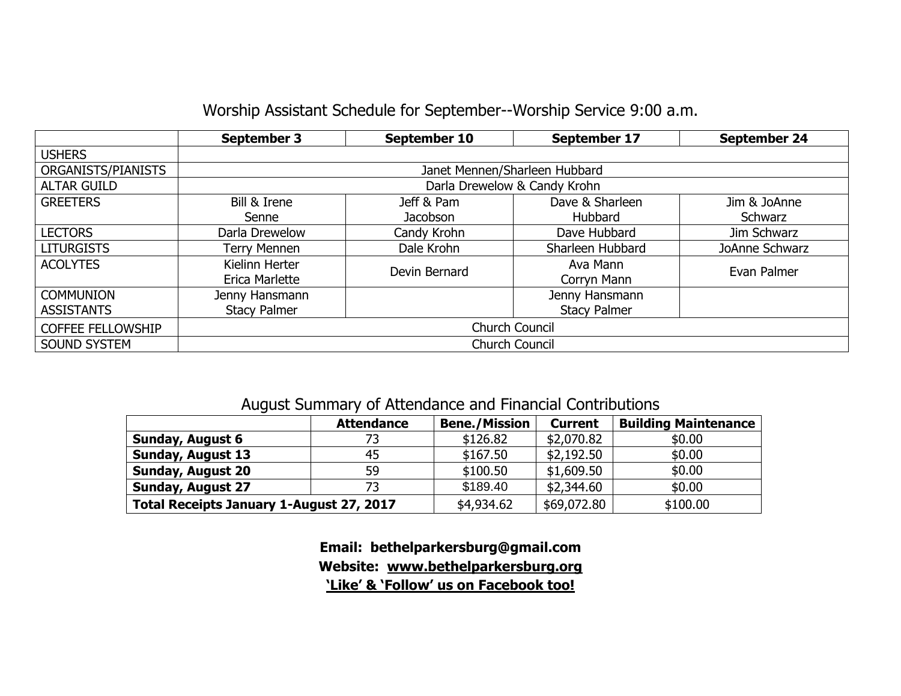## Worship Assistant Schedule for September--Worship Service 9:00 a.m.

| | **September 3** | **September 10** | **September 17** | **September 24** |
|---|---|---|---|---|
| USHERS | | | | |
| ORGANISTS/PIANISTS | Janet Mennen/Sharleen Hubbard | | | |
| ALTAR GUILD | Darla Drewelow & Candy Krohn | | | |
| GREETERS | Bill & Irene Senne | Jeff & Pam Jacobson | Dave & Sharleen Hubbard | Jim & JoAnne Schwarz |
| LECTORS | Darla Drewelow | Candy Krohn | Dave Hubbard | Jim Schwarz |
| LITURGISTS | Terry Mennen | Dale Krohn | Sharleen Hubbard | JoAnne Schwarz |
| ACOLYTES | Kielinn Herter<br>Erica Marlette | Devin Bernard | Ava Mann<br>Corryn Mann | Evan Palmer |
| COMMUNION ASSISTANTS | Jenny Hansmann<br>Stacy Palmer | | Jenny Hansmann<br>Stacy Palmer | |
| COFFEE FELLOWSHIP | Church Council | | | |
| SOUND SYSTEM | Church Council | | | |

## August Summary of Attendance and Financial Contributions

| | **Attendance** | **Bene./Mission** | **Current** | **Building Maintenance** |
|---|---|---|---|---|
| **Sunday, August 6** | 73 | $126.82 | $2,070.82 | $0.00 |
| **Sunday, August 13** | 45 | $167.50 | $2,192.50 | $0.00 |
| **Sunday, August 20** | 59 | $100.50 | $1,609.50 | $0.00 |
| **Sunday, August 27** | 73 | $189.40 | $2,344.60 | $0.00 |
| **Total Receipts January 1-August 27, 2017** | | $4,934.62 | $69,072.80 | $100.00 |

**Email: bethelparkersburg@gmail.com**

**Website: www.bethelparkersburg.org**

**'Like' & 'Follow' us on Facebook too!**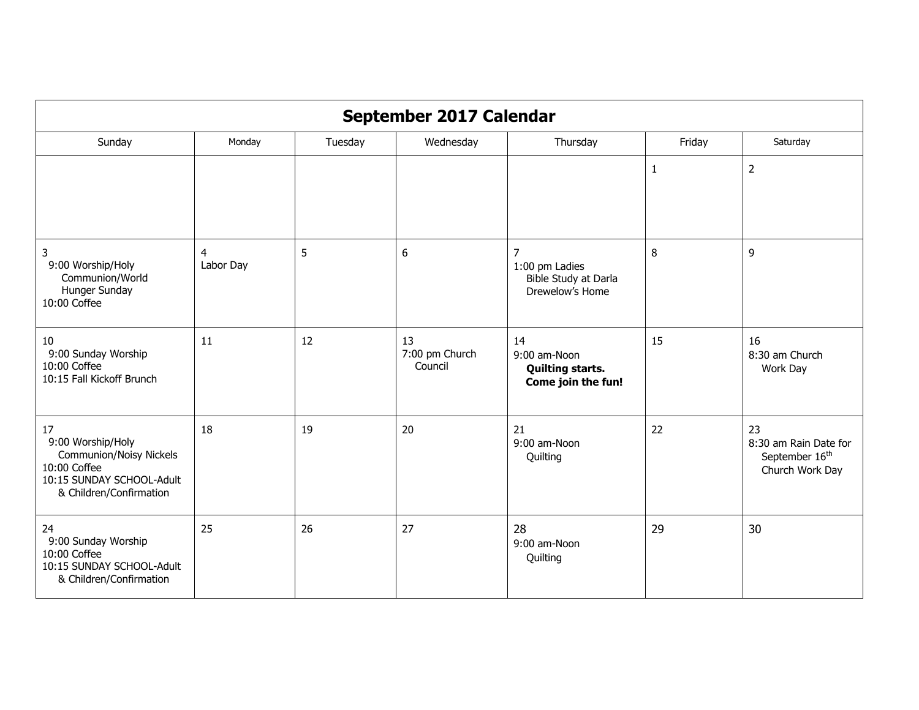# September 2017 Calendar

| Sunday | Monday | Tuesday | Wednesday | Thursday | Friday | Saturday |
|---|---|---|---|---|---|---|
| | | | | | 1 | 2 |
| 3<br>9:00 Worship/Holy Communion/World Hunger Sunday<br>10:00 Coffee | 4<br>Labor Day | 5 | 6 | 7<br>1:00 pm Ladies Bible Study at Darla Drewelow's Home | 8 | 9 |
| 10<br>9:00 Sunday Worship<br>10:00 Coffee<br>10:15 Fall Kickoff Brunch | 11 | 12 | 13<br>7:00 pm Church Council | 14<br>9:00 am-Noon<br>**Quilting starts. Come join the fun!** | 15 | 16<br>8:30 am Church Work Day |
| 17<br>9:00 Worship/Holy Communion/Noisy Nickels<br>10:00 Coffee<br>10:15 SUNDAY SCHOOL-Adult & Children/Confirmation | 18 | 19 | 20 | 21<br>9:00 am-Noon Quilting | 22 | 23<br>8:30 am Rain Date for September 16th Church Work Day |
| 24<br>9:00 Sunday Worship<br>10:00 Coffee<br>10:15 SUNDAY SCHOOL-Adult & Children/Confirmation | 25 | 26 | 27 | 28<br>9:00 am-Noon Quilting | 29 | 30 |